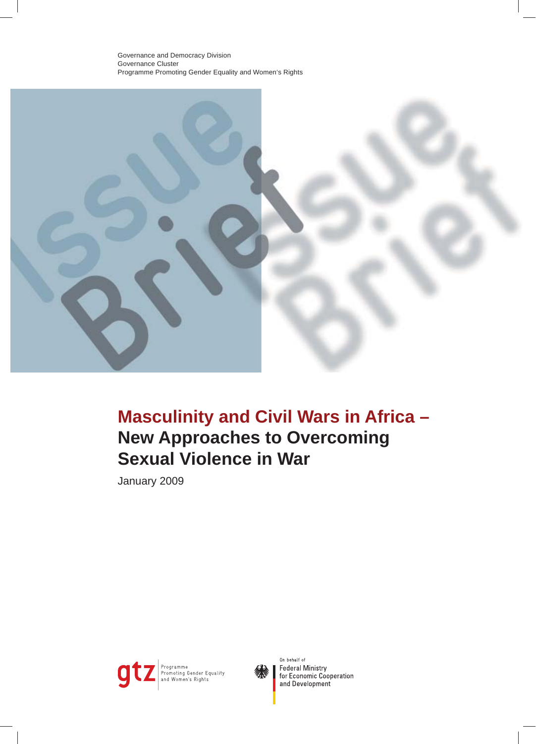Governance and Democracy Division
Governance Cluster
Programme Promoting Gender Equality and Women's Rights

# Masculinity and Civil Wars in Africa – New Approaches to Overcoming Sexual Violence in War

January 2009

gtz Programme Promoting Gender Equality and Women's Rights

On behalf of
Federal Ministry for Economic Cooperation and Development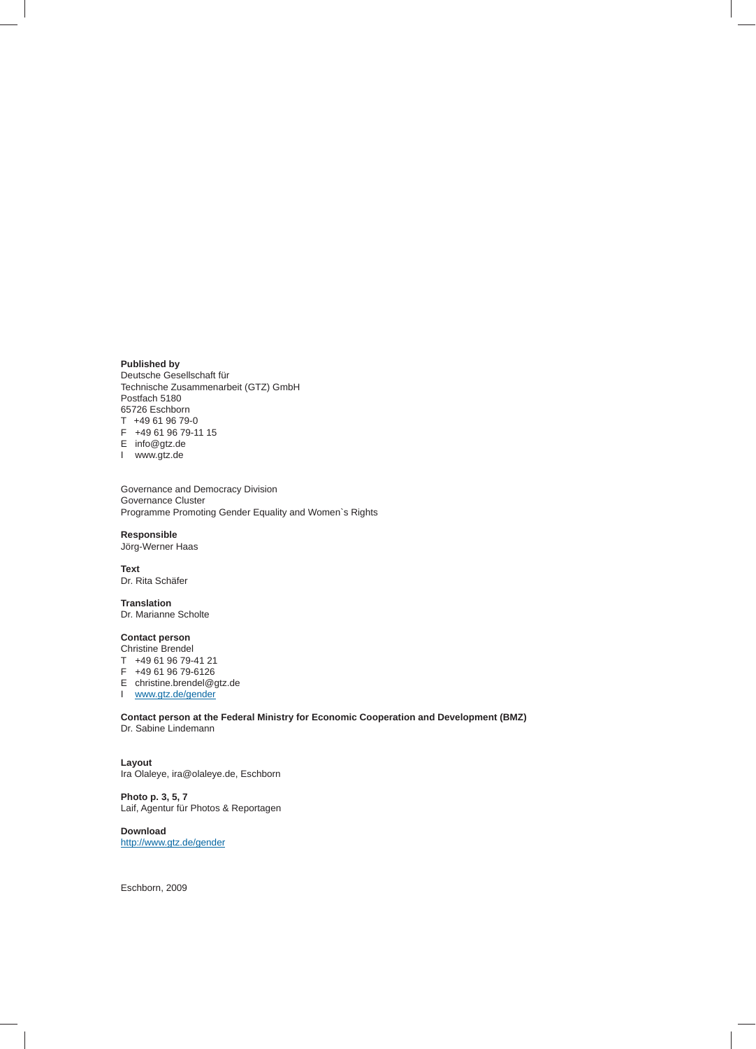**Published by**
Deutsche Gesellschaft für
Technische Zusammenarbeit (GTZ) GmbH
Postfach 5180
65726 Eschborn
T +49 61 96 79-0
F +49 61 96 79-11 15
E info@gtz.de
I www.gtz.de

Governance and Democracy Division
Governance Cluster
Programme Promoting Gender Equality and Women`s Rights

**Responsible**
Jörg-Werner Haas

**Text**
Dr. Rita Schäfer

**Translation**
Dr. Marianne Scholte

**Contact person**
Christine Brendel
T +49 61 96 79-41 21
F +49 61 96 79-6126
E christine.brendel@gtz.de
I www.gtz.de/gender

**Contact person at the Federal Ministry for Economic Cooperation and Development (BMZ)**
Dr. Sabine Lindemann

**Layout**
Ira Olaleye, ira@olaleye.de, Eschborn

**Photo p. 3, 5, 7**
Laif, Agentur für Photos & Reportagen

**Download**
http://www.gtz.de/gender

Eschborn, 2009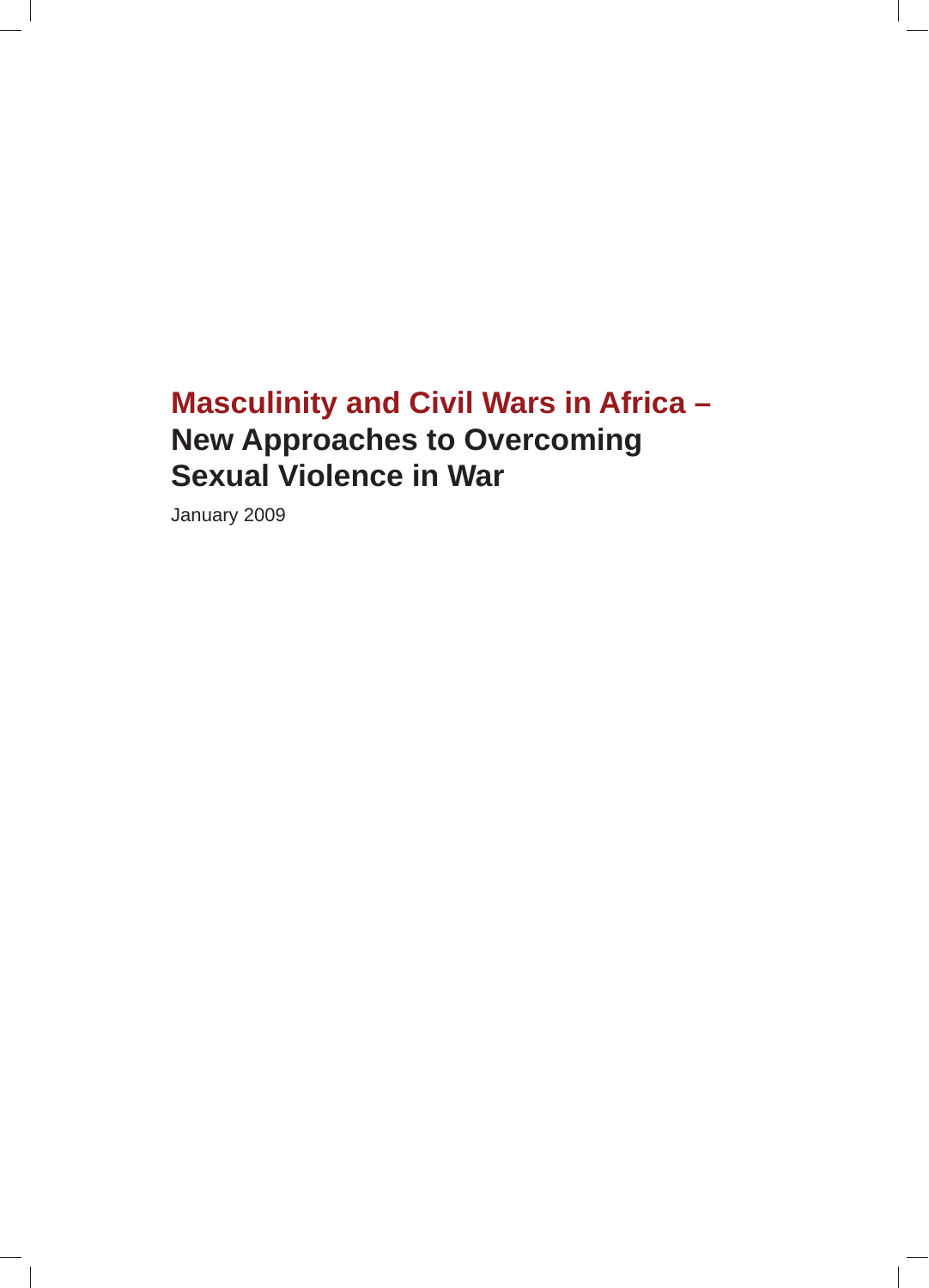# Masculinity and Civil Wars in Africa – New Approaches to Overcoming Sexual Violence in War

January 2009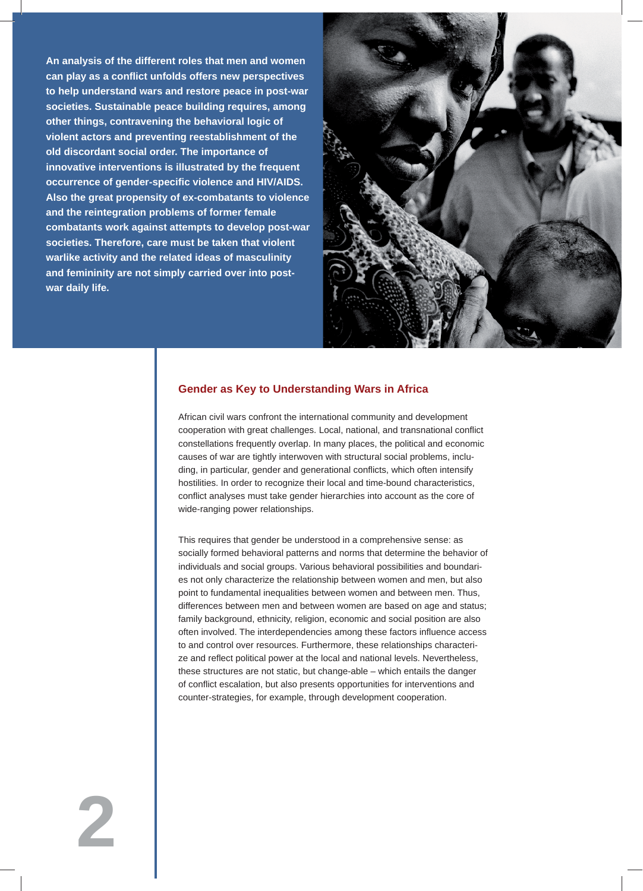**An analysis of the different roles that men and women can play as a conflict unfolds offers new perspectives to help understand wars and restore peace in post-war societies. Sustainable peace building requires, among other things, contravening the behavioral logic of violent actors and preventing reestablishment of the old discordant social order. The importance of innovative interventions is illustrated by the frequent occurrence of gender-specific violence and HIV/AIDS. Also the great propensity of ex-combatants to violence and the reintegration problems of former female combatants work against attempts to develop post-war societies. Therefore, care must be taken that violent warlike activity and the related ideas of masculinity and femininity are not simply carried over into post-war daily life.**

## Gender as Key to Understanding Wars in Africa

African civil wars confront the international community and development cooperation with great challenges. Local, national, and transnational conflict constellations frequently overlap. In many places, the political and economic causes of war are tightly interwoven with structural social problems, including, in particular, gender and generational conflicts, which often intensify hostilities. In order to recognize their local and time-bound characteristics, conflict analyses must take gender hierarchies into account as the core of wide-ranging power relationships.

This requires that gender be understood in a comprehensive sense: as socially formed behavioral patterns and norms that determine the behavior of individuals and social groups. Various behavioral possibilities and boundaries not only characterize the relationship between women and men, but also point to fundamental inequalities between women and between men. Thus, differences between men and between women are based on age and status; family background, ethnicity, religion, economic and social position are also often involved. The interdependencies among these factors influence access to and control over resources. Furthermore, these relationships characterize and reflect political power at the local and national levels. Nevertheless, these structures are not static, but change-able – which entails the danger of conflict escalation, but also presents opportunities for interventions and counter-strategies, for example, through development cooperation.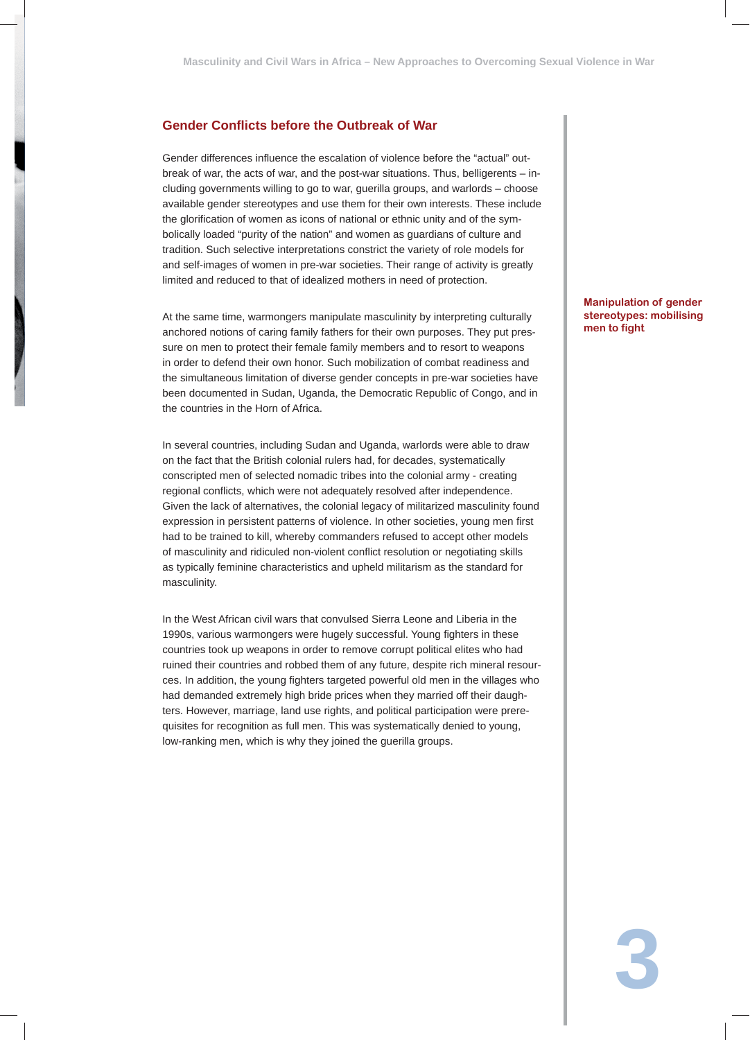## Gender Conflicts before the Outbreak of War

Gender differences influence the escalation of violence before the "actual" outbreak of war, the acts of war, and the post-war situations. Thus, belligerents – including governments willing to go to war, guerilla groups, and warlords – choose available gender stereotypes and use them for their own interests. These include the glorification of women as icons of national or ethnic unity and of the symbolically loaded "purity of the nation" and women as guardians of culture and tradition. Such selective interpretations constrict the variety of role models for and self-images of women in pre-war societies. Their range of activity is greatly limited and reduced to that of idealized mothers in need of protection.

**Manipulation of gender stereotypes: mobilising men to fight**

At the same time, warmongers manipulate masculinity by interpreting culturally anchored notions of caring family fathers for their own purposes. They put pressure on men to protect their female family members and to resort to weapons in order to defend their own honor. Such mobilization of combat readiness and the simultaneous limitation of diverse gender concepts in pre-war societies have been documented in Sudan, Uganda, the Democratic Republic of Congo, and in the countries in the Horn of Africa.

In several countries, including Sudan and Uganda, warlords were able to draw on the fact that the British colonial rulers had, for decades, systematically conscripted men of selected nomadic tribes into the colonial army - creating regional conflicts, which were not adequately resolved after independence. Given the lack of alternatives, the colonial legacy of militarized masculinity found expression in persistent patterns of violence. In other societies, young men first had to be trained to kill, whereby commanders refused to accept other models of masculinity and ridiculed non-violent conflict resolution or negotiating skills as typically feminine characteristics and upheld militarism as the standard for masculinity.

In the West African civil wars that convulsed Sierra Leone and Liberia in the 1990s, various warmongers were hugely successful. Young fighters in these countries took up weapons in order to remove corrupt political elites who had ruined their countries and robbed them of any future, despite rich mineral resources. In addition, the young fighters targeted powerful old men in the villages who had demanded extremely high bride prices when they married off their daughters. However, marriage, land use rights, and political participation were prerequisites for recognition as full men. This was systematically denied to young, low-ranking men, which is why they joined the guerilla groups.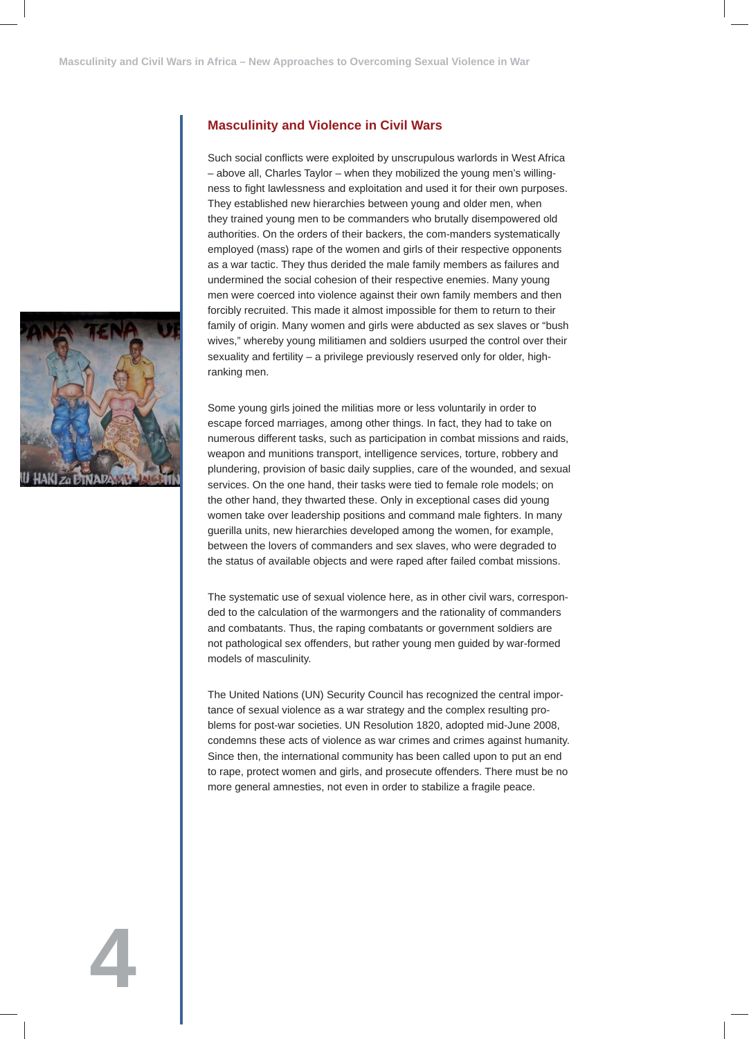## Masculinity and Violence in Civil Wars

Such social conflicts were exploited by unscrupulous warlords in West Africa – above all, Charles Taylor – when they mobilized the young men's willingness to fight lawlessness and exploitation and used it for their own purposes. They established new hierarchies between young and older men, when they trained young men to be commanders who brutally disempowered old authorities. On the orders of their backers, the com-manders systematically employed (mass) rape of the women and girls of their respective opponents as a war tactic. They thus derided the male family members as failures and undermined the social cohesion of their respective enemies. Many young men were coerced into violence against their own family members and then forcibly recruited. This made it almost impossible for them to return to their family of origin. Many women and girls were abducted as sex slaves or "bush wives," whereby young militiamen and soldiers usurped the control over their sexuality and fertility – a privilege previously reserved only for older, high-ranking men.

Some young girls joined the militias more or less voluntarily in order to escape forced marriages, among other things. In fact, they had to take on numerous different tasks, such as participation in combat missions and raids, weapon and munitions transport, intelligence services, torture, robbery and plundering, provision of basic daily supplies, care of the wounded, and sexual services. On the one hand, their tasks were tied to female role models; on the other hand, they thwarted these. Only in exceptional cases did young women take over leadership positions and command male fighters. In many guerilla units, new hierarchies developed among the women, for example, between the lovers of commanders and sex slaves, who were degraded to the status of available objects and were raped after failed combat missions.

The systematic use of sexual violence here, as in other civil wars, corresponded to the calculation of the warmongers and the rationality of commanders and combatants. Thus, the raping combatants or government soldiers are not pathological sex offenders, but rather young men guided by war-formed models of masculinity.

The United Nations (UN) Security Council has recognized the central importance of sexual violence as a war strategy and the complex resulting problems for post-war societies. UN Resolution 1820, adopted mid-June 2008, condemns these acts of violence as war crimes and crimes against humanity. Since then, the international community has been called upon to put an end to rape, protect women and girls, and prosecute offenders. There must be no more general amnesties, not even in order to stabilize a fragile peace.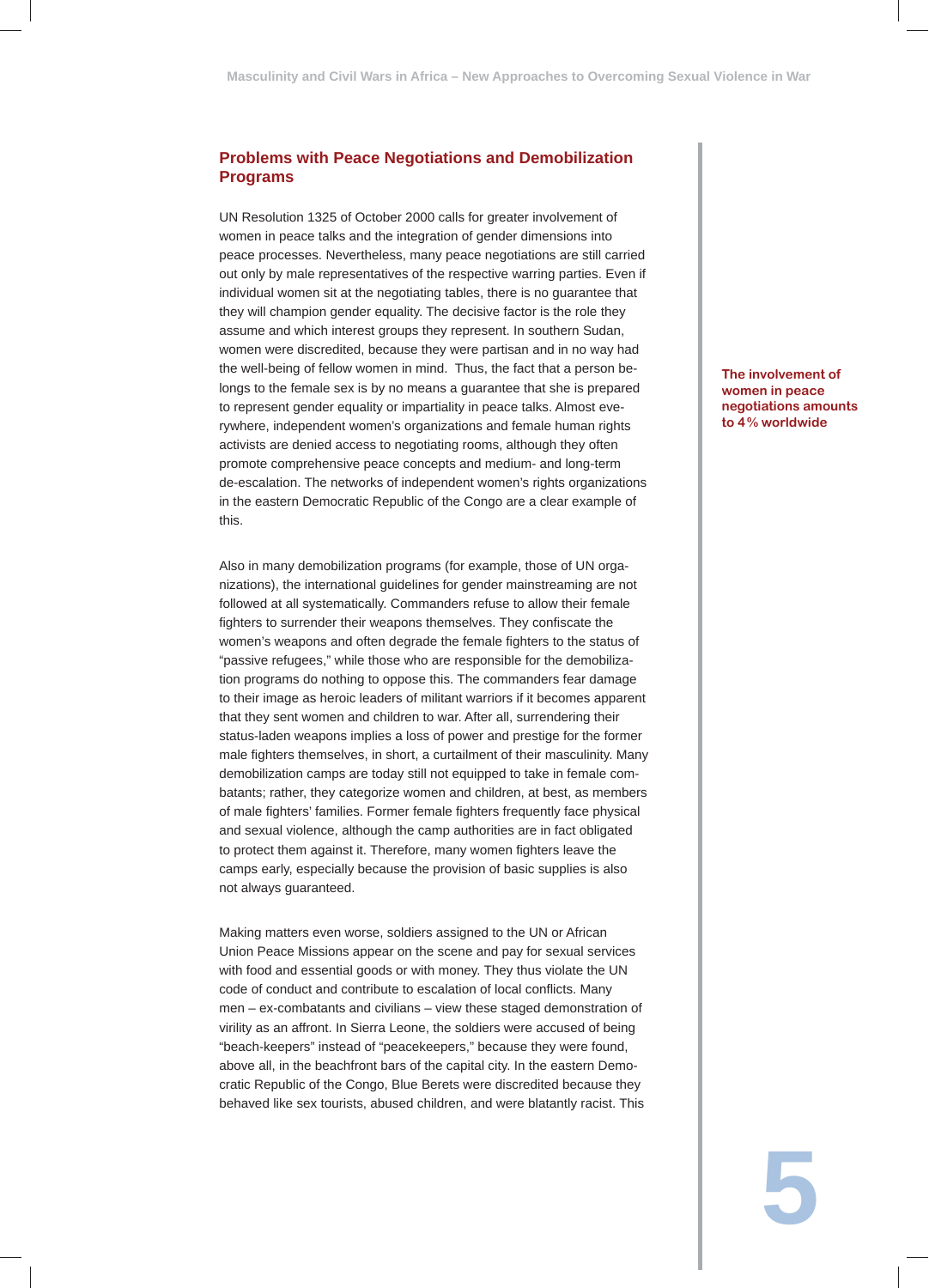## Problems with Peace Negotiations and Demobilization Programs

UN Resolution 1325 of October 2000 calls for greater involvement of women in peace talks and the integration of gender dimensions into peace processes. Nevertheless, many peace negotiations are still carried out only by male representatives of the respective warring parties. Even if individual women sit at the negotiating tables, there is no guarantee that they will champion gender equality. The decisive factor is the role they assume and which interest groups they represent. In southern Sudan, women were discredited, because they were partisan and in no way had the well-being of fellow women in mind. Thus, the fact that a person belongs to the female sex is by no means a guarantee that she is prepared to represent gender equality or impartiality in peace talks. Almost everywhere, independent women's organizations and female human rights activists are denied access to negotiating rooms, although they often promote comprehensive peace concepts and medium- and long-term de-escalation. The networks of independent women's rights organizations in the eastern Democratic Republic of the Congo are a clear example of this.

**The involvement of women in peace negotiations amounts to 4% worldwide**

Also in many demobilization programs (for example, those of UN organizations), the international guidelines for gender mainstreaming are not followed at all systematically. Commanders refuse to allow their female fighters to surrender their weapons themselves. They confiscate the women's weapons and often degrade the female fighters to the status of "passive refugees," while those who are responsible for the demobilization programs do nothing to oppose this. The commanders fear damage to their image as heroic leaders of militant warriors if it becomes apparent that they sent women and children to war. After all, surrendering their status-laden weapons implies a loss of power and prestige for the former male fighters themselves, in short, a curtailment of their masculinity. Many demobilization camps are today still not equipped to take in female combatants; rather, they categorize women and children, at best, as members of male fighters' families. Former female fighters frequently face physical and sexual violence, although the camp authorities are in fact obligated to protect them against it. Therefore, many women fighters leave the camps early, especially because the provision of basic supplies is also not always guaranteed.

Making matters even worse, soldiers assigned to the UN or African Union Peace Missions appear on the scene and pay for sexual services with food and essential goods or with money. They thus violate the UN code of conduct and contribute to escalation of local conflicts. Many men – ex-combatants and civilians – view these staged demonstration of virility as an affront. In Sierra Leone, the soldiers were accused of being "beach-keepers" instead of "peacekeepers," because they were found, above all, in the beachfront bars of the capital city. In the eastern Democratic Republic of the Congo, Blue Berets were discredited because they behaved like sex tourists, abused children, and were blatantly racist. This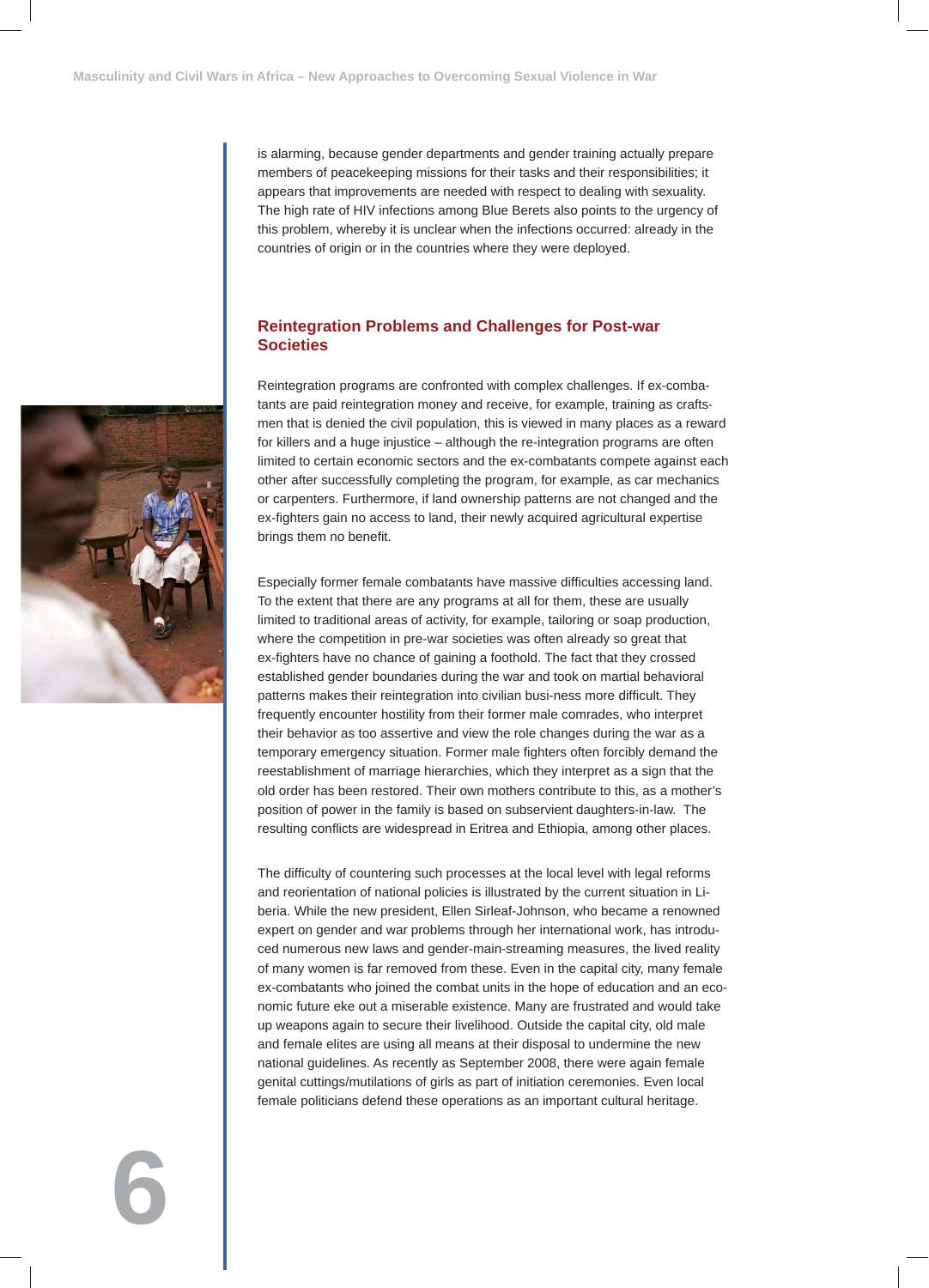is alarming, because gender departments and gender training actually prepare members of peacekeeping missions for their tasks and their responsibilities; it appears that improvements are needed with respect to dealing with sexuality. The high rate of HIV infections among Blue Berets also points to the urgency of this problem, whereby it is unclear when the infections occurred: already in the countries of origin or in the countries where they were deployed.

## Reintegration Problems and Challenges for Post-war Societies

Reintegration programs are confronted with complex challenges. If ex-combatants are paid reintegration money and receive, for example, training as craftsmen that is denied the civil population, this is viewed in many places as a reward for killers and a huge injustice – although the re-integration programs are often limited to certain economic sectors and the ex-combatants compete against each other after successfully completing the program, for example, as car mechanics or carpenters. Furthermore, if land ownership patterns are not changed and the ex-fighters gain no access to land, their newly acquired agricultural expertise brings them no benefit.

Especially former female combatants have massive difficulties accessing land. To the extent that there are any programs at all for them, these are usually limited to traditional areas of activity, for example, tailoring or soap production, where the competition in pre-war societies was often already so great that ex-fighters have no chance of gaining a foothold. The fact that they crossed established gender boundaries during the war and took on martial behavioral patterns makes their reintegration into civilian busi-ness more difficult. They frequently encounter hostility from their former male comrades, who interpret their behavior as too assertive and view the role changes during the war as a temporary emergency situation. Former male fighters often forcibly demand the reestablishment of marriage hierarchies, which they interpret as a sign that the old order has been restored. Their own mothers contribute to this, as a mother's position of power in the family is based on subservient daughters-in-law. The resulting conflicts are widespread in Eritrea and Ethiopia, among other places.

The difficulty of countering such processes at the local level with legal reforms and reorientation of national policies is illustrated by the current situation in Liberia. While the new president, Ellen Sirleaf-Johnson, who became a renowned expert on gender and war problems through her international work, has introduced numerous new laws and gender-main-streaming measures, the lived reality of many women is far removed from these. Even in the capital city, many female ex-combatants who joined the combat units in the hope of education and an economic future eke out a miserable existence. Many are frustrated and would take up weapons again to secure their livelihood. Outside the capital city, old male and female elites are using all means at their disposal to undermine the new national guidelines. As recently as September 2008, there were again female genital cuttings/mutilations of girls as part of initiation ceremonies. Even local female politicians defend these operations as an important cultural heritage.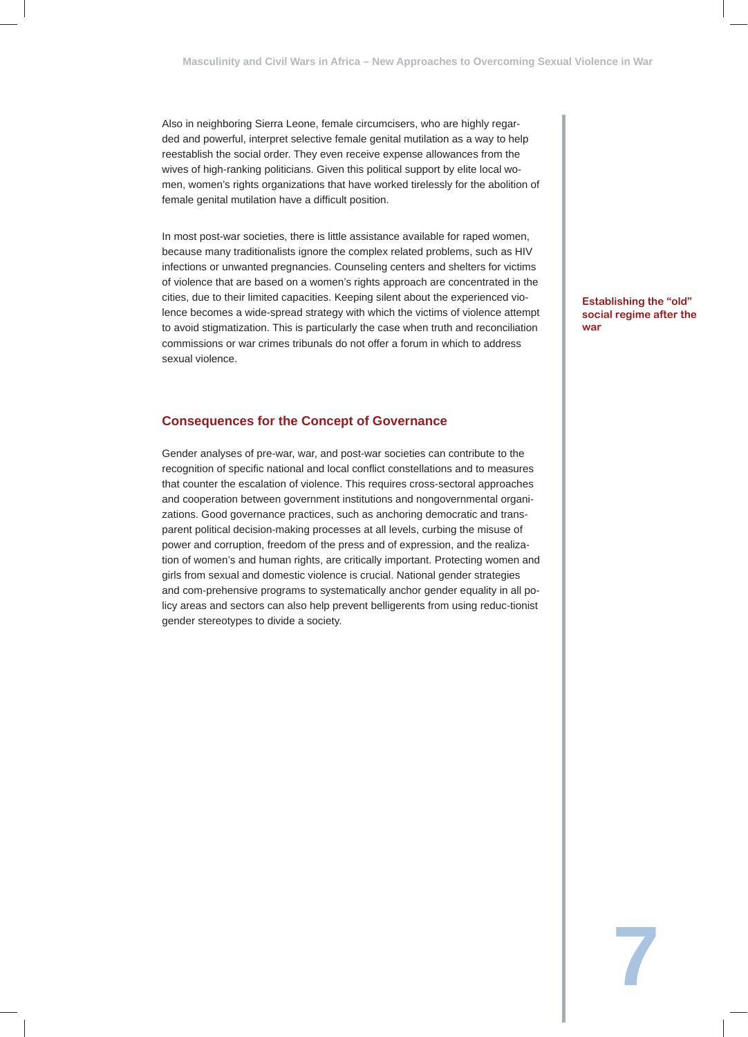Also in neighboring Sierra Leone, female circumcisers, who are highly regarded and powerful, interpret selective female genital mutilation as a way to help reestablish the social order. They even receive expense allowances from the wives of high-ranking politicians. Given this political support by elite local women, women's rights organizations that have worked tirelessly for the abolition of female genital mutilation have a difficult position.

**Establishing the "old" social regime after the war**

In most post-war societies, there is little assistance available for raped women, because many traditionalists ignore the complex related problems, such as HIV infections or unwanted pregnancies. Counseling centers and shelters for victims of violence that are based on a women's rights approach are concentrated in the cities, due to their limited capacities. Keeping silent about the experienced violence becomes a wide-spread strategy with which the victims of violence attempt to avoid stigmatization. This is particularly the case when truth and reconciliation commissions or war crimes tribunals do not offer a forum in which to address sexual violence.

## Consequences for the Concept of Governance

Gender analyses of pre-war, war, and post-war societies can contribute to the recognition of specific national and local conflict constellations and to measures that counter the escalation of violence. This requires cross-sectoral approaches and cooperation between government institutions and nongovernmental organizations. Good governance practices, such as anchoring democratic and transparent political decision-making processes at all levels, curbing the misuse of power and corruption, freedom of the press and of expression, and the realization of women's and human rights, are critically important. Protecting women and girls from sexual and domestic violence is crucial. National gender strategies and com-prehensive programs to systematically anchor gender equality in all policy areas and sectors can also help prevent belligerents from using reduc-tionist gender stereotypes to divide a society.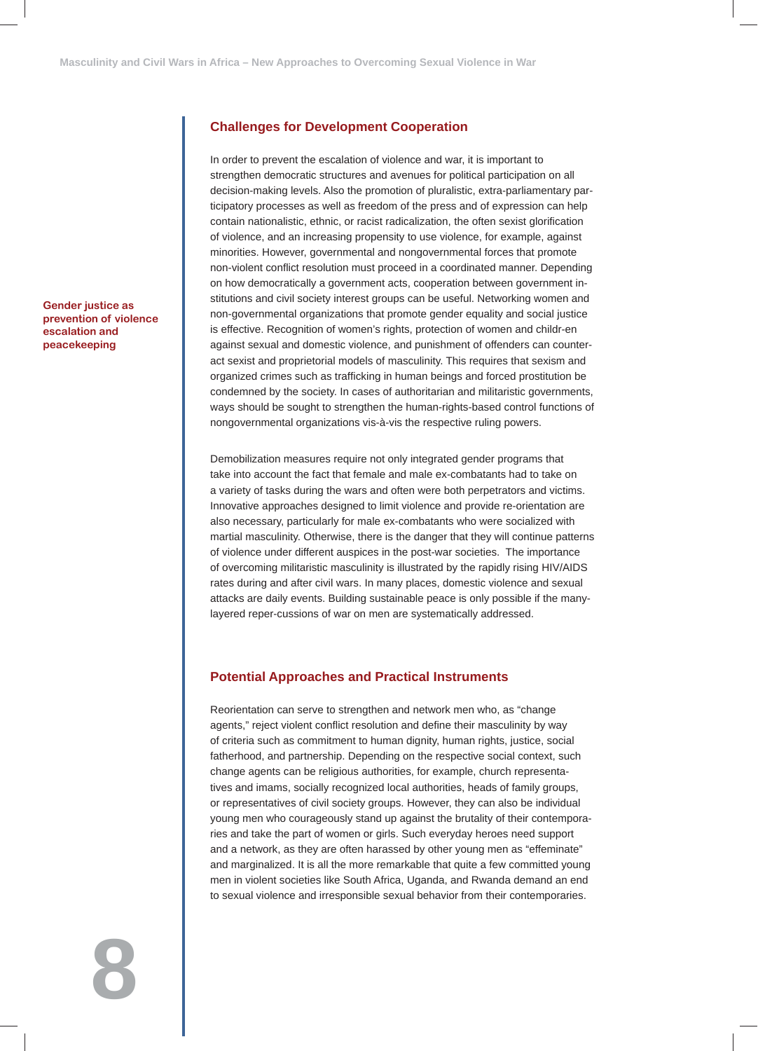## Challenges for Development Cooperation

**Gender justice as prevention of violence escalation and peacekeeping**

In order to prevent the escalation of violence and war, it is important to strengthen democratic structures and avenues for political participation on all decision-making levels. Also the promotion of pluralistic, extra-parliamentary participatory processes as well as freedom of the press and of expression can help contain nationalistic, ethnic, or racist radicalization, the often sexist glorification of violence, and an increasing propensity to use violence, for example, against minorities. However, governmental and nongovernmental forces that promote non-violent conflict resolution must proceed in a coordinated manner. Depending on how democratically a government acts, cooperation between government institutions and civil society interest groups can be useful. Networking women and non-governmental organizations that promote gender equality and social justice is effective. Recognition of women's rights, protection of women and childr-en against sexual and domestic violence, and punishment of offenders can counteract sexist and proprietorial models of masculinity. This requires that sexism and organized crimes such as trafficking in human beings and forced prostitution be condemned by the society. In cases of authoritarian and militaristic governments, ways should be sought to strengthen the human-rights-based control functions of nongovernmental organizations vis-à-vis the respective ruling powers.

Demobilization measures require not only integrated gender programs that take into account the fact that female and male ex-combatants had to take on a variety of tasks during the wars and often were both perpetrators and victims. Innovative approaches designed to limit violence and provide re-orientation are also necessary, particularly for male ex-combatants who were socialized with martial masculinity. Otherwise, there is the danger that they will continue patterns of violence under different auspices in the post-war societies. The importance of overcoming militaristic masculinity is illustrated by the rapidly rising HIV/AIDS rates during and after civil wars. In many places, domestic violence and sexual attacks are daily events. Building sustainable peace is only possible if the many-layered reper-cussions of war on men are systematically addressed.

## Potential Approaches and Practical Instruments

Reorientation can serve to strengthen and network men who, as "change agents," reject violent conflict resolution and define their masculinity by way of criteria such as commitment to human dignity, human rights, justice, social fatherhood, and partnership. Depending on the respective social context, such change agents can be religious authorities, for example, church representatives and imams, socially recognized local authorities, heads of family groups, or representatives of civil society groups. However, they can also be individual young men who courageously stand up against the brutality of their contemporaries and take the part of women or girls. Such everyday heroes need support and a network, as they are often harassed by other young men as "effeminate" and marginalized. It is all the more remarkable that quite a few committed young men in violent societies like South Africa, Uganda, and Rwanda demand an end to sexual violence and irresponsible sexual behavior from their contemporaries.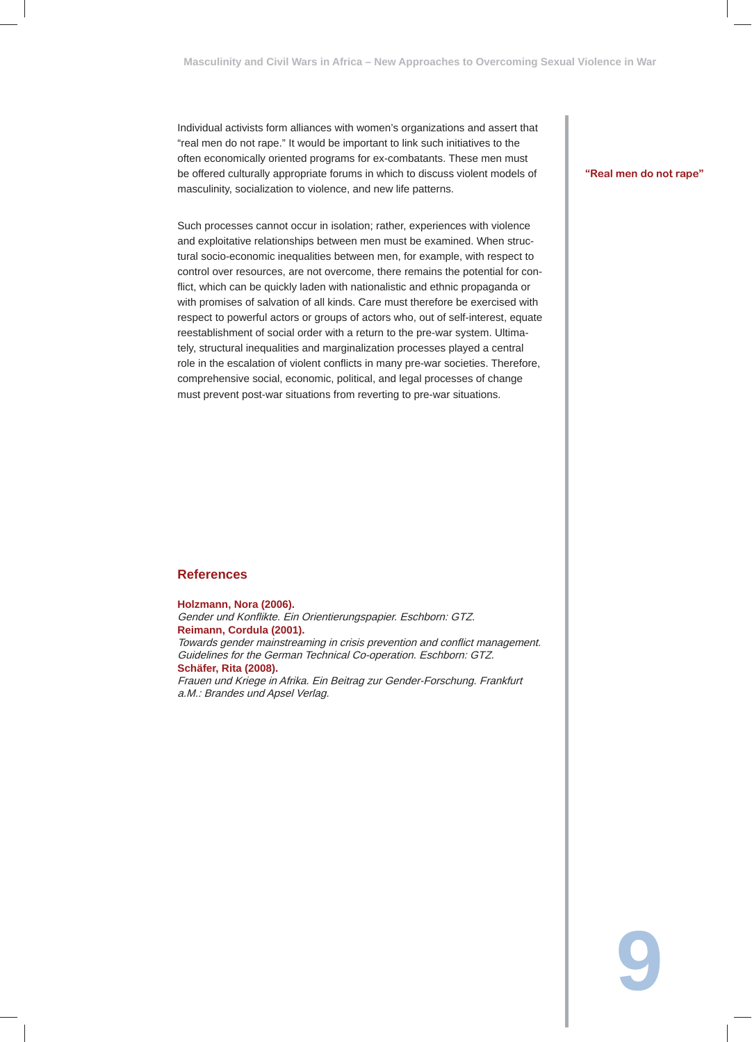Individual activists form alliances with women's organizations and assert that "real men do not rape." It would be important to link such initiatives to the often economically oriented programs for ex-combatants. These men must be offered culturally appropriate forums in which to discuss violent models of masculinity, socialization to violence, and new life patterns.

**"Real men do not rape"**

Such processes cannot occur in isolation; rather, experiences with violence and exploitative relationships between men must be examined. When structural socio-economic inequalities between men, for example, with respect to control over resources, are not overcome, there remains the potential for conflict, which can be quickly laden with nationalistic and ethnic propaganda or with promises of salvation of all kinds. Care must therefore be exercised with respect to powerful actors or groups of actors who, out of self-interest, equate reestablishment of social order with a return to the pre-war system. Ultimately, structural inequalities and marginalization processes played a central role in the escalation of violent conflicts in many pre-war societies. Therefore, comprehensive social, economic, political, and legal processes of change must prevent post-war situations from reverting to pre-war situations.

## References

**Holzmann, Nora (2006).**
*Gender und Konflikte. Ein Orientierungspapier. Eschborn: GTZ.*
**Reimann, Cordula (2001).**
*Towards gender mainstreaming in crisis prevention and conflict management. Guidelines for the German Technical Co-operation. Eschborn: GTZ.*
**Schäfer, Rita (2008).**
*Frauen und Kriege in Afrika. Ein Beitrag zur Gender-Forschung. Frankfurt a.M.: Brandes und Apsel Verlag.*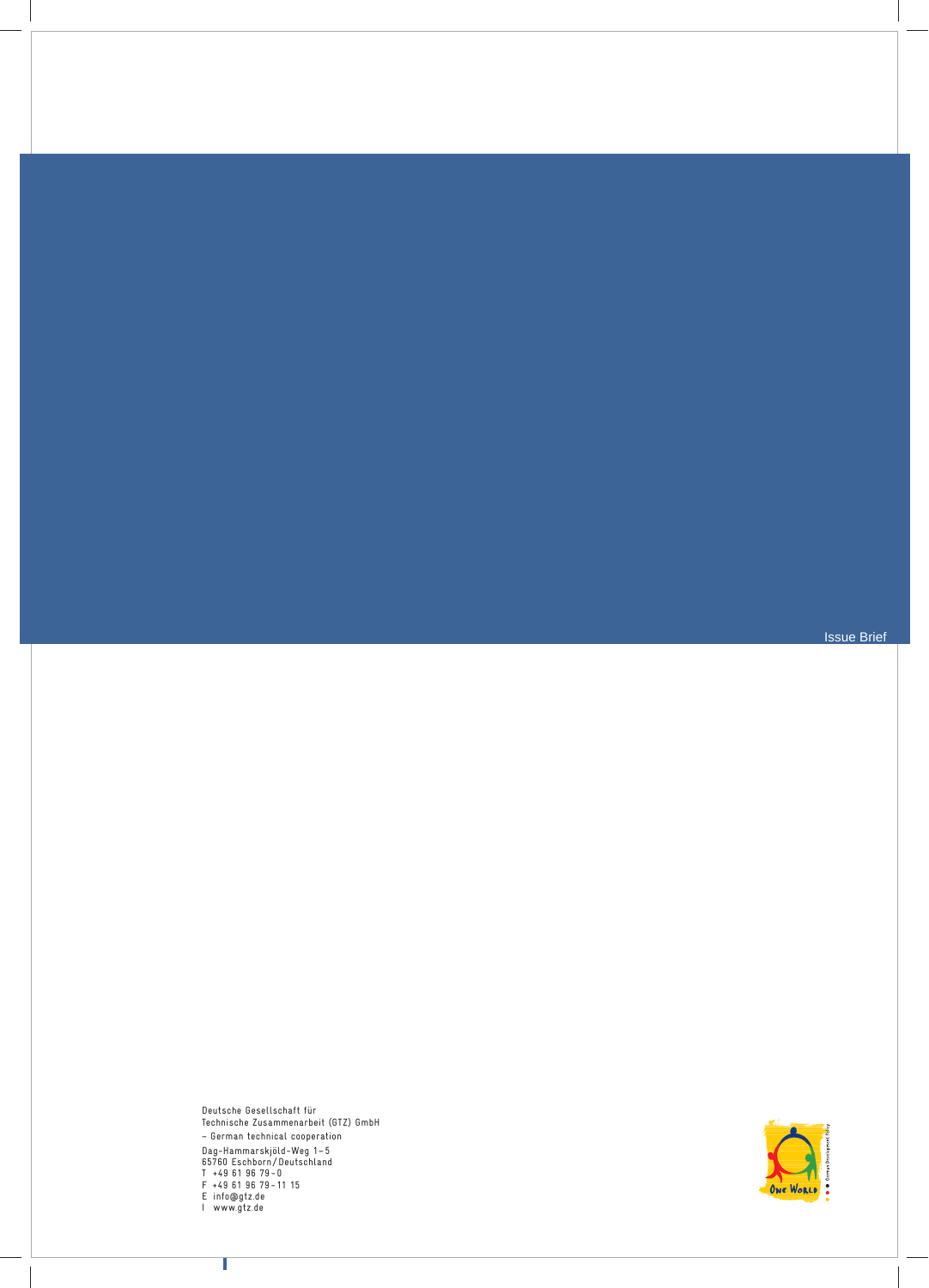Issue Brief

Deutsche Gesellschaft für
Technische Zusammenarbeit (GTZ) GmbH
– German technical cooperation

Dag-Hammarskjöld-Weg 1–5
65760 Eschborn/Deutschland
T +49 61 96 79-0
F +49 61 96 79-11 15
E info@gtz.de
I www.gtz.de

One World